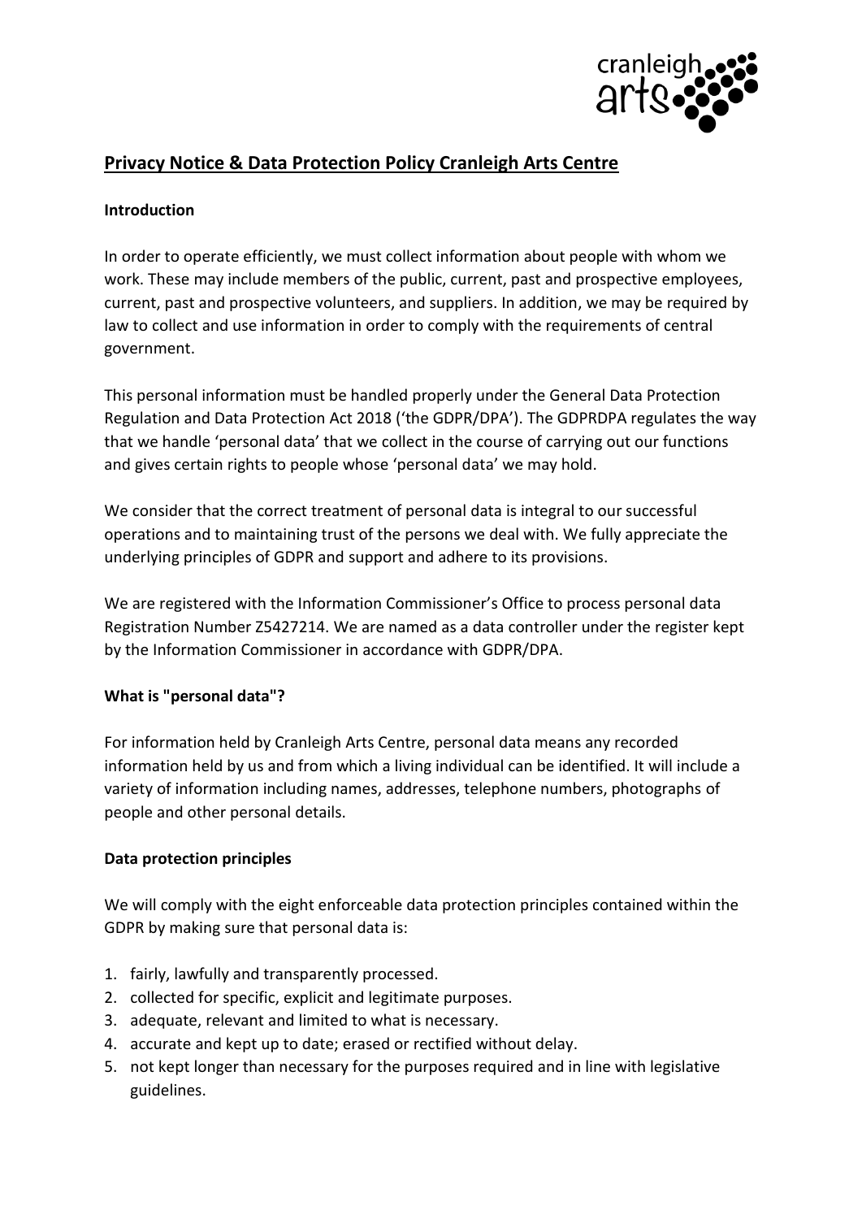# Privacy Notice & Data Protection Policy Cranleigh Arts Centre

**Introduction**

In order to operate efficiently, we must collect information about people with whom we work. These may include members of the public, current, past and prospective employees, current, past and prospective volunteers, and suppliers. In addition, we may be required by law to collect and use information in order to comply with the requirements of central government.

This personal information must be handled properly under the General Data Protection Regulation and Data Protection Act 2018 ('the GDPR/DPA'). The GDPRDPA regulates the way that we handle 'personal data' that we collect in the course of carrying out our functions and gives certain rights to people whose 'personal data' we may hold.

We consider that the correct treatment of personal data is integral to our successful operations and to maintaining trust of the persons we deal with. We fully appreciate the underlying principles of GDPR and support and adhere to its provisions.

We are registered with the Information Commissioner's Office to process personal data Registration Number Z5427214. We are named as a data controller under the register kept by the Information Commissioner in accordance with GDPR/DPA.

**What is "personal data"?**

For information held by Cranleigh Arts Centre, personal data means any recorded information held by us and from which a living individual can be identified. It will include a variety of information including names, addresses, telephone numbers, photographs of people and other personal details.

**Data protection principles**

We will comply with the eight enforceable data protection principles contained within the GDPR by making sure that personal data is:

1. fairly, lawfully and transparently processed.
2. collected for specific, explicit and legitimate purposes.
3. adequate, relevant and limited to what is necessary.
4. accurate and kept up to date; erased or rectified without delay.
5. not kept longer than necessary for the purposes required and in line with legislative guidelines.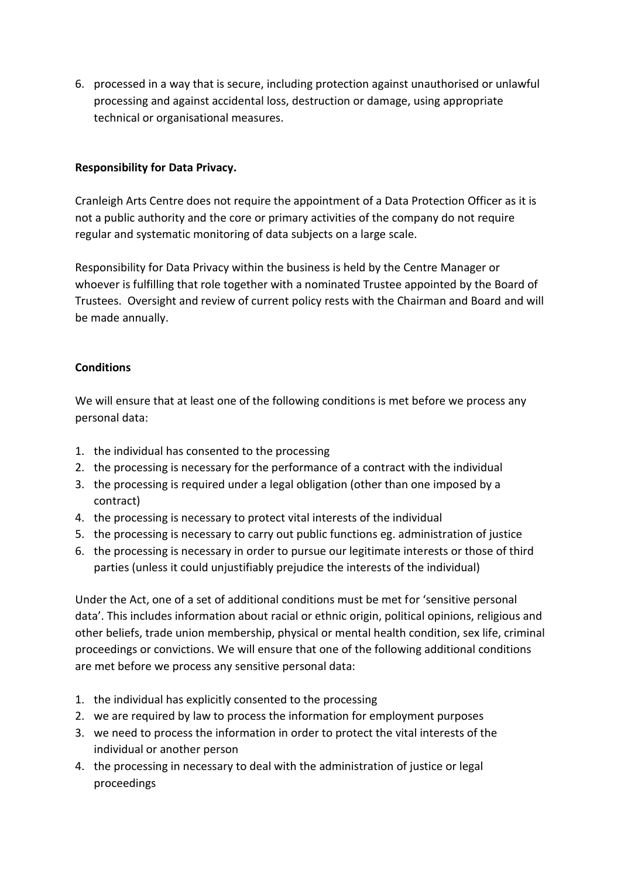6. processed in a way that is secure, including protection against unauthorised or unlawful processing and against accidental loss, destruction or damage, using appropriate technical or organisational measures.

**Responsibility for Data Privacy.**

Cranleigh Arts Centre does not require the appointment of a Data Protection Officer as it is not a public authority and the core or primary activities of the company do not require regular and systematic monitoring of data subjects on a large scale.

Responsibility for Data Privacy within the business is held by the Centre Manager or whoever is fulfilling that role together with a nominated Trustee appointed by the Board of Trustees. Oversight and review of current policy rests with the Chairman and Board and will be made annually.

**Conditions**

We will ensure that at least one of the following conditions is met before we process any personal data:

1. the individual has consented to the processing
2. the processing is necessary for the performance of a contract with the individual
3. the processing is required under a legal obligation (other than one imposed by a contract)
4. the processing is necessary to protect vital interests of the individual
5. the processing is necessary to carry out public functions eg. administration of justice
6. the processing is necessary in order to pursue our legitimate interests or those of third parties (unless it could unjustifiably prejudice the interests of the individual)

Under the Act, one of a set of additional conditions must be met for 'sensitive personal data'. This includes information about racial or ethnic origin, political opinions, religious and other beliefs, trade union membership, physical or mental health condition, sex life, criminal proceedings or convictions. We will ensure that one of the following additional conditions are met before we process any sensitive personal data:

1. the individual has explicitly consented to the processing
2. we are required by law to process the information for employment purposes
3. we need to process the information in order to protect the vital interests of the individual or another person
4. the processing in necessary to deal with the administration of justice or legal proceedings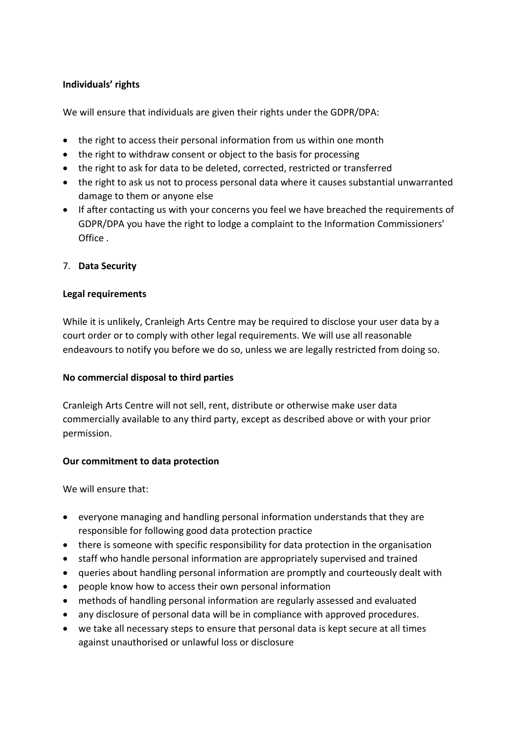**Individuals' rights**

We will ensure that individuals are given their rights under the GDPR/DPA:

- the right to access their personal information from us within one month
- the right to withdraw consent or object to the basis for processing
- the right to ask for data to be deleted, corrected, restricted or transferred
- the right to ask us not to process personal data where it causes substantial unwarranted damage to them or anyone else
- If after contacting us with your concerns you feel we have breached the requirements of GDPR/DPA you have the right to lodge a complaint to the Information Commissioners' Office .

7. **Data Security**

**Legal requirements**

While it is unlikely, Cranleigh Arts Centre may be required to disclose your user data by a court order or to comply with other legal requirements. We will use all reasonable endeavours to notify you before we do so, unless we are legally restricted from doing so.

**No commercial disposal to third parties**

Cranleigh Arts Centre will not sell, rent, distribute or otherwise make user data commercially available to any third party, except as described above or with your prior permission.

**Our commitment to data protection**

We will ensure that:

- everyone managing and handling personal information understands that they are responsible for following good data protection practice
- there is someone with specific responsibility for data protection in the organisation
- staff who handle personal information are appropriately supervised and trained
- queries about handling personal information are promptly and courteously dealt with
- people know how to access their own personal information
- methods of handling personal information are regularly assessed and evaluated
- any disclosure of personal data will be in compliance with approved procedures.
- we take all necessary steps to ensure that personal data is kept secure at all times against unauthorised or unlawful loss or disclosure